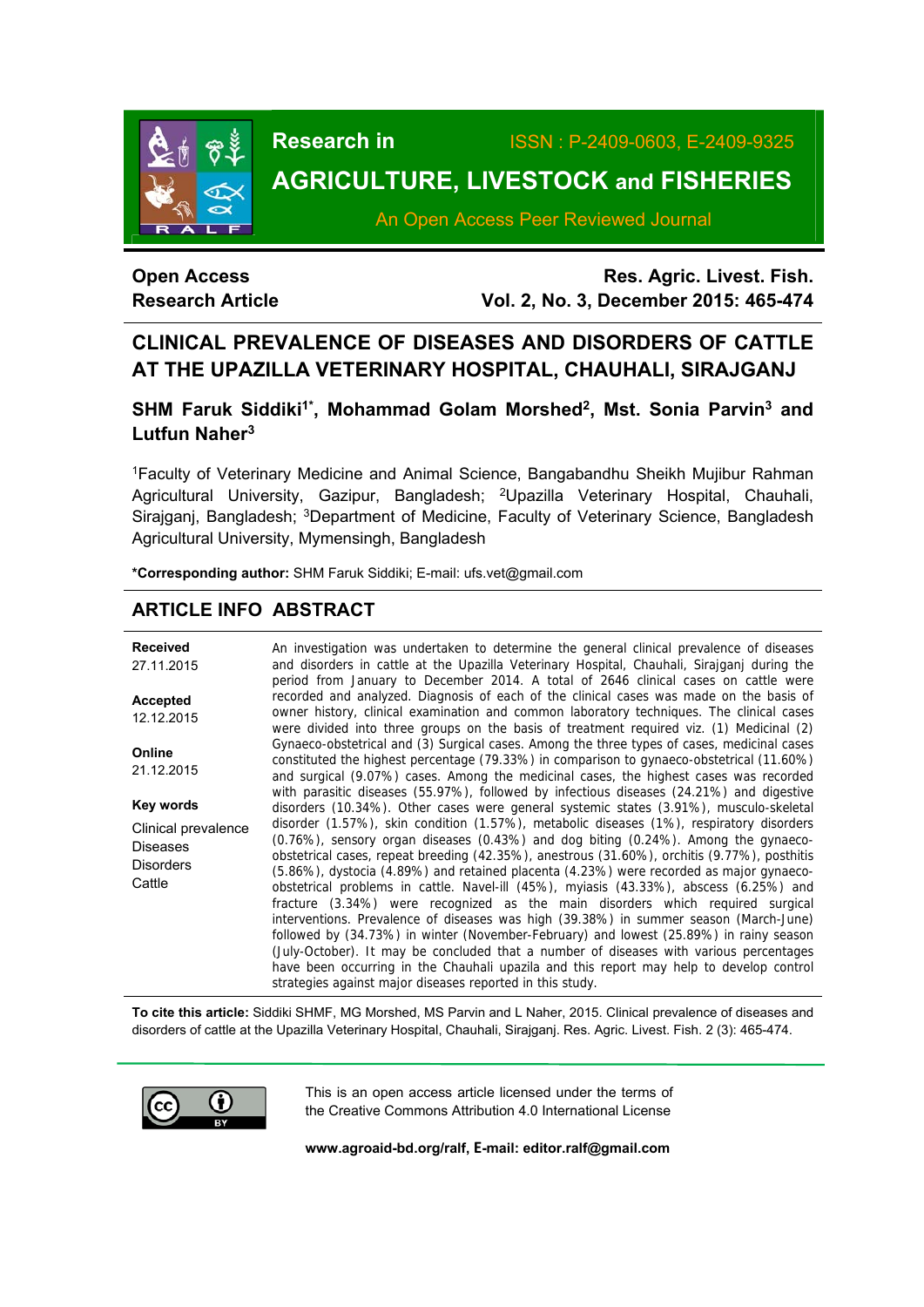Research in **AGRICULTURE, LIVESTOCK and FISHERIES**

ISSN : P-2409-0603, E-2409-9325

An Open Access Peer Reviewed Journal

**Open Access**
**Research Article**

**Res. Agric. Livest. Fish.**
**Vol. 2, No. 3, December 2015: 465-474**

# CLINICAL PREVALENCE OF DISEASES AND DISORDERS OF CATTLE AT THE UPAZILLA VETERINARY HOSPITAL, CHAUHALI, SIRAJGANJ

**SHM Faruk Siddiki[1*], Mohammad Golam Morshed[2], Mst. Sonia Parvin[3] and Lutfun Naher[3]**

[1]Faculty of Veterinary Medicine and Animal Science, Bangabandhu Sheikh Mujibur Rahman Agricultural University, Gazipur, Bangladesh; [2]Upazilla Veterinary Hospital, Chauhali, Sirajganj, Bangladesh; [3]Department of Medicine, Faculty of Veterinary Science, Bangladesh Agricultural University, Mymensingh, Bangladesh

**\*Corresponding author:** SHM Faruk Siddiki; E-mail: ufs.vet@gmail.com

## ARTICLE INFO

**Received**
27.11.2015

**Accepted**
12.12.2015

**Online**
21.12.2015

**Key words**
Clinical prevalence
Diseases
Disorders
Cattle

## ABSTRACT

An investigation was undertaken to determine the general clinical prevalence of diseases and disorders in cattle at the Upazilla Veterinary Hospital, Chauhali, Sirajganj during the period from January to December 2014. A total of 2646 clinical cases on cattle were recorded and analyzed. Diagnosis of each of the clinical cases was made on the basis of owner history, clinical examination and common laboratory techniques. The clinical cases were divided into three groups on the basis of treatment required viz. (1) Medicinal (2) Gynaeco-obstetrical and (3) Surgical cases. Among the three types of cases, medicinal cases constituted the highest percentage (79.33%) in comparison to gynaeco-obstetrical (11.60%) and surgical (9.07%) cases. Among the medicinal cases, the highest cases was recorded with parasitic diseases (55.97%), followed by infectious diseases (24.21%) and digestive disorders (10.34%). Other cases were general systemic states (3.91%), musculo-skeletal disorder (1.57%), skin condition (1.57%), metabolic diseases (1%), respiratory disorders (0.76%), sensory organ diseases (0.43%) and dog biting (0.24%). Among the gynaeco-obstetrical cases, repeat breeding (42.35%), anestrous (31.60%), orchitis (9.77%), posthitis (5.86%), dystocia (4.89%) and retained placenta (4.23%) were recorded as major gynaeco-obstetrical problems in cattle. Navel-ill (45%), myiasis (43.33%), abscess (6.25%) and fracture (3.34%) were recognized as the main disorders which required surgical interventions. Prevalence of diseases was high (39.38%) in summer season (March-June) followed by (34.73%) in winter (November-February) and lowest (25.89%) in rainy season (July-October). It may be concluded that a number of diseases with various percentages have been occurring in the Chauhali upazila and this report may help to develop control strategies against major diseases reported in this study.

**To cite this article:** Siddiki SHMF, MG Morshed, MS Parvin and L Naher, 2015. Clinical prevalence of diseases and disorders of cattle at the Upazilla Veterinary Hospital, Chauhali, Sirajganj. Res. Agric. Livest. Fish. 2 (3): 465-474.

This is an open access article licensed under the terms of the Creative Commons Attribution 4.0 International License

**www.agroaid-bd.org/ralf, E-mail: editor.ralf@gmail.com**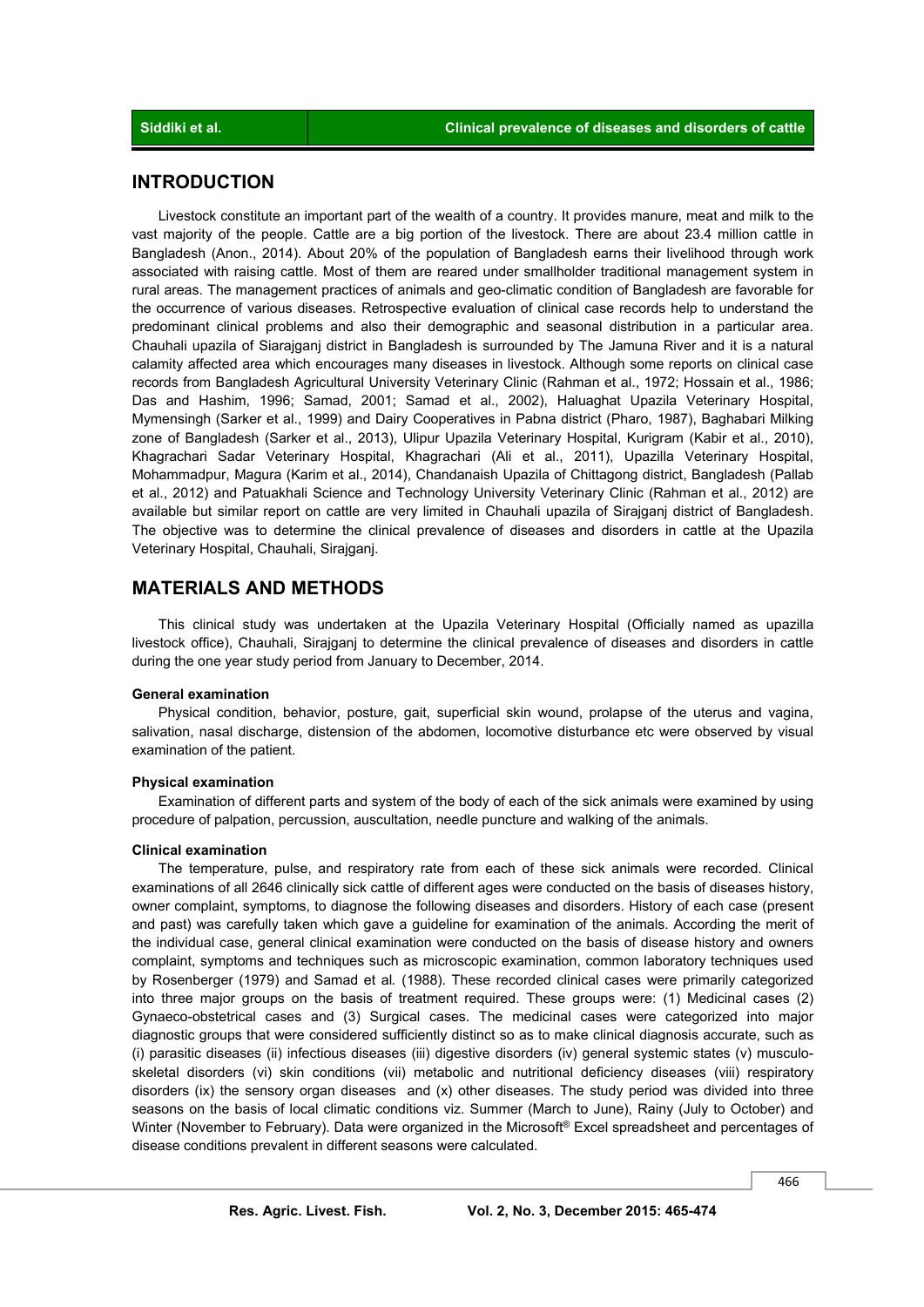## INTRODUCTION

Livestock constitute an important part of the wealth of a country. It provides manure, meat and milk to the vast majority of the people. Cattle are a big portion of the livestock. There are about 23.4 million cattle in Bangladesh (Anon., 2014). About 20% of the population of Bangladesh earns their livelihood through work associated with raising cattle. Most of them are reared under smallholder traditional management system in rural areas. The management practices of animals and geo-climatic condition of Bangladesh are favorable for the occurrence of various diseases. Retrospective evaluation of clinical case records help to understand the predominant clinical problems and also their demographic and seasonal distribution in a particular area. Chauhali upazila of Siarajganj district in Bangladesh is surrounded by The Jamuna River and it is a natural calamity affected area which encourages many diseases in livestock. Although some reports on clinical case records from Bangladesh Agricultural University Veterinary Clinic (Rahman et al., 1972; Hossain et al., 1986; Das and Hashim, 1996; Samad, 2001; Samad et al., 2002), Haluaghat Upazila Veterinary Hospital, Mymensingh (Sarker et al., 1999) and Dairy Cooperatives in Pabna district (Pharo, 1987), Baghabari Milking zone of Bangladesh (Sarker et al., 2013), Ulipur Upazila Veterinary Hospital, Kurigram (Kabir et al., 2010), Khagrachari Sadar Veterinary Hospital, Khagrachari (Ali et al., 2011), Upazilla Veterinary Hospital, Mohammadpur, Magura (Karim et al., 2014), Chandanaish Upazila of Chittagong district, Bangladesh (Pallab et al., 2012) and Patuakhali Science and Technology University Veterinary Clinic (Rahman et al., 2012) are available but similar report on cattle are very limited in Chauhali upazila of Sirajganj district of Bangladesh. The objective was to determine the clinical prevalence of diseases and disorders in cattle at the Upazila Veterinary Hospital, Chauhali, Sirajganj.

## MATERIALS AND METHODS

This clinical study was undertaken at the Upazila Veterinary Hospital (Officially named as upazilla livestock office), Chauhali, Sirajganj to determine the clinical prevalence of diseases and disorders in cattle during the one year study period from January to December, 2014.

### General examination

Physical condition, behavior, posture, gait, superficial skin wound, prolapse of the uterus and vagina, salivation, nasal discharge, distension of the abdomen, locomotive disturbance etc were observed by visual examination of the patient.

### Physical examination

Examination of different parts and system of the body of each of the sick animals were examined by using procedure of palpation, percussion, auscultation, needle puncture and walking of the animals.

### Clinical examination

The temperature, pulse, and respiratory rate from each of these sick animals were recorded. Clinical examinations of all 2646 clinically sick cattle of different ages were conducted on the basis of diseases history, owner complaint, symptoms, to diagnose the following diseases and disorders. History of each case (present and past) was carefully taken which gave a guideline for examination of the animals. According the merit of the individual case, general clinical examination were conducted on the basis of disease history and owners complaint, symptoms and techniques such as microscopic examination, common laboratory techniques used by Rosenberger (1979) and Samad et al*.* (1988). These recorded clinical cases were primarily categorized into three major groups on the basis of treatment required. These groups were: (1) Medicinal cases (2) Gynaeco-obstetrical cases and (3) Surgical cases. The medicinal cases were categorized into major diagnostic groups that were considered sufficiently distinct so as to make clinical diagnosis accurate, such as (i) parasitic diseases (ii) infectious diseases (iii) digestive disorders (iv) general systemic states (v) musculo-skeletal disorders (vi) skin conditions (vii) metabolic and nutritional deficiency diseases (viii) respiratory disorders (ix) the sensory organ diseases and (x) other diseases. The study period was divided into three seasons on the basis of local climatic conditions viz. Summer (March to June), Rainy (July to October) and Winter (November to February). Data were organized in the Microsoft® Excel spreadsheet and percentages of disease conditions prevalent in different seasons were calculated.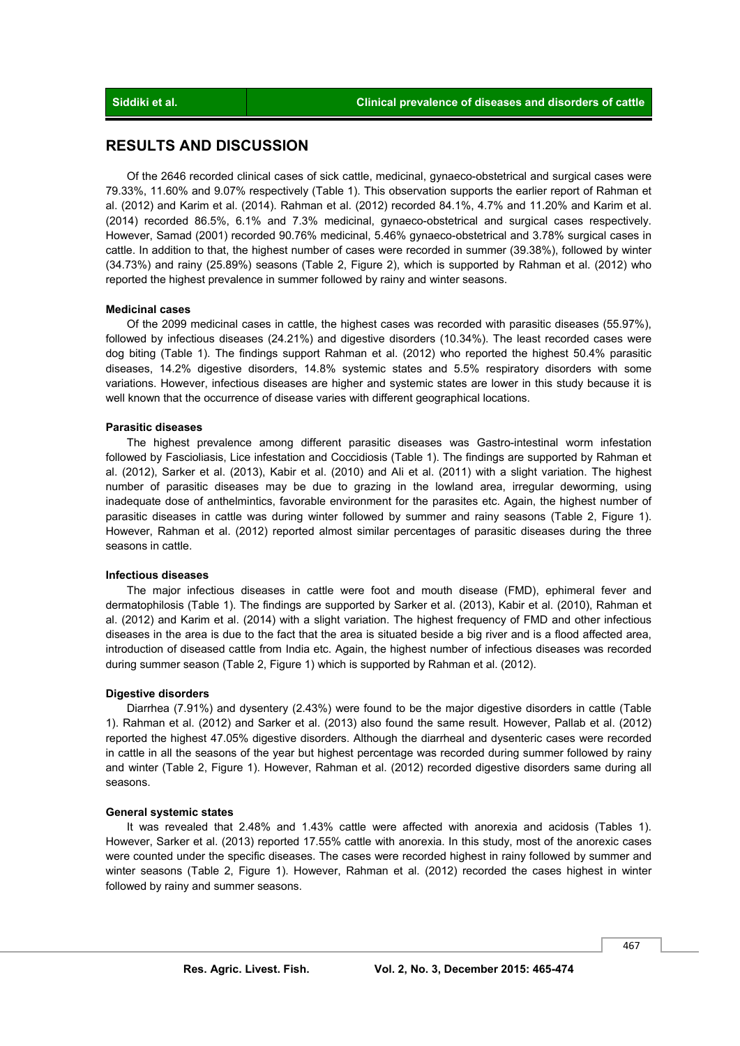## RESULTS AND DISCUSSION

Of the 2646 recorded clinical cases of sick cattle, medicinal, gynaeco-obstetrical and surgical cases were 79.33%, 11.60% and 9.07% respectively (Table 1). This observation supports the earlier report of Rahman et al. (2012) and Karim et al. (2014). Rahman et al. (2012) recorded 84.1%, 4.7% and 11.20% and Karim et al. (2014) recorded 86.5%, 6.1% and 7.3% medicinal, gynaeco-obstetrical and surgical cases respectively. However, Samad (2001) recorded 90.76% medicinal, 5.46% gynaeco-obstetrical and 3.78% surgical cases in cattle. In addition to that, the highest number of cases were recorded in summer (39.38%), followed by winter (34.73%) and rainy (25.89%) seasons (Table 2, Figure 2), which is supported by Rahman et al. (2012) who reported the highest prevalence in summer followed by rainy and winter seasons.

### Medicinal cases

Of the 2099 medicinal cases in cattle, the highest cases was recorded with parasitic diseases (55.97%), followed by infectious diseases (24.21%) and digestive disorders (10.34%). The least recorded cases were dog biting (Table 1). The findings support Rahman et al. (2012) who reported the highest 50.4% parasitic diseases, 14.2% digestive disorders, 14.8% systemic states and 5.5% respiratory disorders with some variations. However, infectious diseases are higher and systemic states are lower in this study because it is well known that the occurrence of disease varies with different geographical locations.

### Parasitic diseases

The highest prevalence among different parasitic diseases was Gastro-intestinal worm infestation followed by Fascioliasis, Lice infestation and Coccidiosis (Table 1). The findings are supported by Rahman et al. (2012), Sarker et al. (2013), Kabir et al. (2010) and Ali et al. (2011) with a slight variation. The highest number of parasitic diseases may be due to grazing in the lowland area, irregular deworming, using inadequate dose of anthelmintics, favorable environment for the parasites etc. Again, the highest number of parasitic diseases in cattle was during winter followed by summer and rainy seasons (Table 2, Figure 1). However, Rahman et al. (2012) reported almost similar percentages of parasitic diseases during the three seasons in cattle.

### Infectious diseases

The major infectious diseases in cattle were foot and mouth disease (FMD), ephimeral fever and dermatophilosis (Table 1). The findings are supported by Sarker et al. (2013), Kabir et al. (2010), Rahman et al. (2012) and Karim et al. (2014) with a slight variation. The highest frequency of FMD and other infectious diseases in the area is due to the fact that the area is situated beside a big river and is a flood affected area, introduction of diseased cattle from India etc. Again, the highest number of infectious diseases was recorded during summer season (Table 2, Figure 1) which is supported by Rahman et al. (2012).

### Digestive disorders

Diarrhea (7.91%) and dysentery (2.43%) were found to be the major digestive disorders in cattle (Table 1). Rahman et al. (2012) and Sarker et al. (2013) also found the same result. However, Pallab et al. (2012) reported the highest 47.05% digestive disorders. Although the diarrheal and dysenteric cases were recorded in cattle in all the seasons of the year but highest percentage was recorded during summer followed by rainy and winter (Table 2, Figure 1). However, Rahman et al. (2012) recorded digestive disorders same during all seasons.

### General systemic states

It was revealed that 2.48% and 1.43% cattle were affected with anorexia and acidosis (Tables 1). However, Sarker et al. (2013) reported 17.55% cattle with anorexia. In this study, most of the anorexic cases were counted under the specific diseases. The cases were recorded highest in rainy followed by summer and winter seasons (Table 2, Figure 1). However, Rahman et al. (2012) recorded the cases highest in winter followed by rainy and summer seasons.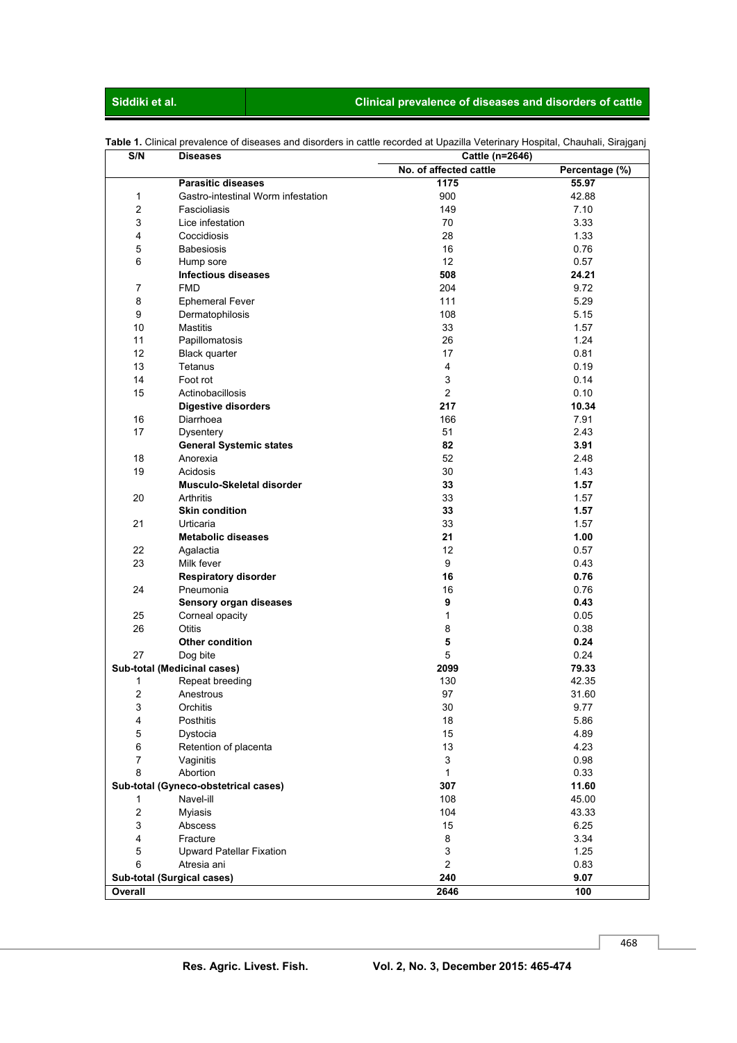**Table 1.** Clinical prevalence of diseases and disorders in cattle recorded at Upazilla Veterinary Hospital, Chauhali, Sirajganj

| S/N | Diseases | Cattle (n=2646) | |
|---|---|---|---|
| | | No. of affected cattle | Percentage (%) |
| | **Parasitic diseases** | **1175** | **55.97** |
| 1 | Gastro-intestinal Worm infestation | 900 | 42.88 |
| 2 | Fascioliasis | 149 | 7.10 |
| 3 | Lice infestation | 70 | 3.33 |
| 4 | Coccidiosis | 28 | 1.33 |
| 5 | Babesiosis | 16 | 0.76 |
| 6 | Hump sore | 12 | 0.57 |
| | **Infectious diseases** | **508** | **24.21** |
| 7 | FMD | 204 | 9.72 |
| 8 | Ephemeral Fever | 111 | 5.29 |
| 9 | Dermatophilosis | 108 | 5.15 |
| 10 | Mastitis | 33 | 1.57 |
| 11 | Papillomatosis | 26 | 1.24 |
| 12 | Black quarter | 17 | 0.81 |
| 13 | Tetanus | 4 | 0.19 |
| 14 | Foot rot | 3 | 0.14 |
| 15 | Actinobacillosis | 2 | 0.10 |
| | **Digestive disorders** | **217** | **10.34** |
| 16 | Diarrhoea | 166 | 7.91 |
| 17 | Dysentery | 51 | 2.43 |
| | **General Systemic states** | **82** | **3.91** |
| 18 | Anorexia | 52 | 2.48 |
| 19 | Acidosis | 30 | 1.43 |
| | **Musculo-Skeletal disorder** | **33** | **1.57** |
| 20 | Arthritis | 33 | 1.57 |
| | **Skin condition** | **33** | **1.57** |
| 21 | Urticaria | 33 | 1.57 |
| | **Metabolic diseases** | **21** | **1.00** |
| 22 | Agalactia | 12 | 0.57 |
| 23 | Milk fever | 9 | 0.43 |
| | **Respiratory disorder** | **16** | **0.76** |
| 24 | Pneumonia | 16 | 0.76 |
| | **Sensory organ diseases** | **9** | **0.43** |
| 25 | Corneal opacity | 1 | 0.05 |
| 26 | Otitis | 8 | 0.38 |
| | **Other condition** | **5** | **0.24** |
| 27 | Dog bite | 5 | 0.24 |
| **Sub-total (Medicinal cases)** | | **2099** | **79.33** |
| 1 | Repeat breeding | 130 | 42.35 |
| 2 | Anestrous | 97 | 31.60 |
| 3 | Orchitis | 30 | 9.77 |
| 4 | Posthitis | 18 | 5.86 |
| 5 | Dystocia | 15 | 4.89 |
| 6 | Retention of placenta | 13 | 4.23 |
| 7 | Vaginitis | 3 | 0.98 |
| 8 | Abortion | 1 | 0.33 |
| **Sub-total (Gyneco-obstetrical cases)** | | **307** | **11.60** |
| 1 | Navel-ill | 108 | 45.00 |
| 2 | Myiasis | 104 | 43.33 |
| 3 | Abscess | 15 | 6.25 |
| 4 | Fracture | 8 | 3.34 |
| 5 | Upward Patellar Fixation | 3 | 1.25 |
| 6 | Atresia ani | 2 | 0.83 |
| **Sub-total (Surgical cases)** | | **240** | **9.07** |
| **Overall** | | **2646** | **100** |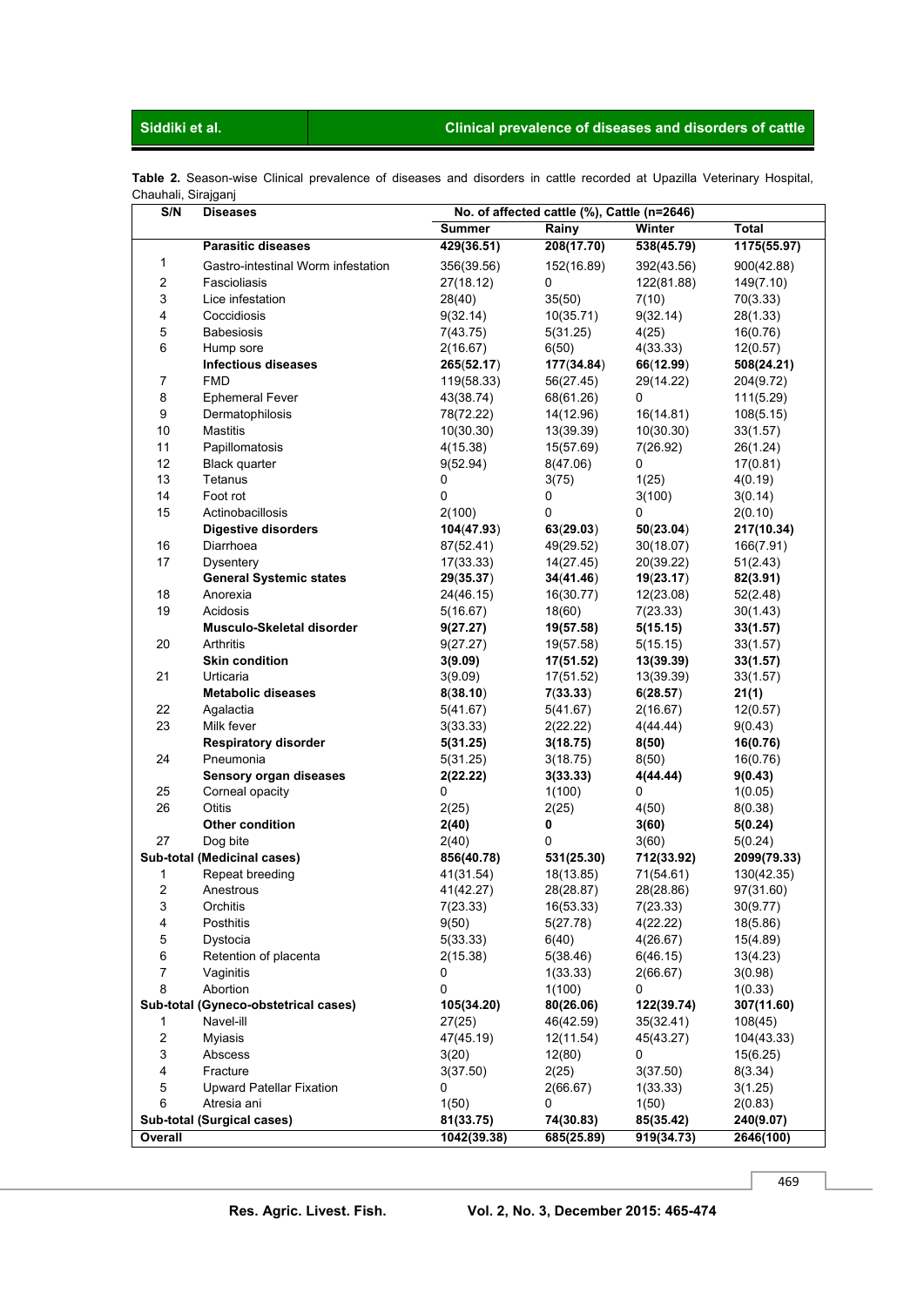**Table 2.** Season-wise Clinical prevalence of diseases and disorders in cattle recorded at Upazilla Veterinary Hospital, Chauhali, Sirajganj

| S/N | Diseases | No. of affected cattle (%), Cattle (n=2646) | | | |
|---|---|---|---|---|---|
| | | **Summer** | **Rainy** | **Winter** | **Total** |
| | **Parasitic diseases** | **429(36.51)** | **208(17.70)** | **538(45.79)** | **1175(55.97)** |
| 1 | Gastro-intestinal Worm infestation | 356(39.56) | 152(16.89) | 392(43.56) | 900(42.88) |
| 2 | Fascioliasis | 27(18.12) | 0 | 122(81.88) | 149(7.10) |
| 3 | Lice infestation | 28(40) | 35(50) | 7(10) | 70(3.33) |
| 4 | Coccidiosis | 9(32.14) | 10(35.71) | 9(32.14) | 28(1.33) |
| 5 | Babesiosis | 7(43.75) | 5(31.25) | 4(25) | 16(0.76) |
| 6 | Hump sore | 2(16.67) | 6(50) | 4(33.33) | 12(0.57) |
| | **Infectious diseases** | **265(52.17)** | **177(34.84)** | **66(12.99)** | **508(24.21)** |
| 7 | FMD | 119(58.33) | 56(27.45) | 29(14.22) | 204(9.72) |
| 8 | Ephemeral Fever | 43(38.74) | 68(61.26) | 0 | 111(5.29) |
| 9 | Dermatophilosis | 78(72.22) | 14(12.96) | 16(14.81) | 108(5.15) |
| 10 | Mastitis | 10(30.30) | 13(39.39) | 10(30.30) | 33(1.57) |
| 11 | Papillomatosis | 4(15.38) | 15(57.69) | 7(26.92) | 26(1.24) |
| 12 | Black quarter | 9(52.94) | 8(47.06) | 0 | 17(0.81) |
| 13 | Tetanus | 0 | 3(75) | 1(25) | 4(0.19) |
| 14 | Foot rot | 0 | 0 | 3(100) | 3(0.14) |
| 15 | Actinobacillosis | 2(100) | 0 | 0 | 2(0.10) |
| | **Digestive disorders** | **104(47.93)** | **63(29.03)** | **50(23.04)** | **217(10.34)** |
| 16 | Diarrhoea | 87(52.41) | 49(29.52) | 30(18.07) | 166(7.91) |
| 17 | Dysentery | 17(33.33) | 14(27.45) | 20(39.22) | 51(2.43) |
| | **General Systemic states** | **29(35.37)** | **34(41.46)** | **19(23.17)** | **82(3.91)** |
| 18 | Anorexia | 24(46.15) | 16(30.77) | 12(23.08) | 52(2.48) |
| 19 | Acidosis | 5(16.67) | 18(60) | 7(23.33) | 30(1.43) |
| | **Musculo-Skeletal disorder** | **9(27.27)** | **19(57.58)** | **5(15.15)** | **33(1.57)** |
| 20 | Arthritis | 9(27.27) | 19(57.58) | 5(15.15) | 33(1.57) |
| | **Skin condition** | **3(9.09)** | **17(51.52)** | **13(39.39)** | **33(1.57)** |
| 21 | Urticaria | 3(9.09) | 17(51.52) | 13(39.39) | 33(1.57) |
| | **Metabolic diseases** | **8(38.10)** | **7(33.33)** | **6(28.57)** | **21(1)** |
| 22 | Agalactia | 5(41.67) | 5(41.67) | 2(16.67) | 12(0.57) |
| 23 | Milk fever | 3(33.33) | 2(22.22) | 4(44.44) | 9(0.43) |
| | **Respiratory disorder** | **5(31.25)** | **3(18.75)** | **8(50)** | **16(0.76)** |
| 24 | Pneumonia | 5(31.25) | 3(18.75) | 8(50) | 16(0.76) |
| | **Sensory organ diseases** | **2(22.22)** | **3(33.33)** | **4(44.44)** | **9(0.43)** |
| 25 | Corneal opacity | 0 | 1(100) | 0 | 1(0.05) |
| 26 | Otitis | 2(25) | 2(25) | 4(50) | 8(0.38) |
| | **Other condition** | **2(40)** | **0** | **3(60)** | **5(0.24)** |
| 27 | Dog bite | 2(40) | 0 | 3(60) | 5(0.24) |
| **Sub-total (Medicinal cases)** | | **856(40.78)** | **531(25.30)** | **712(33.92)** | **2099(79.33)** |
| 1 | Repeat breeding | 41(31.54) | 18(13.85) | 71(54.61) | 130(42.35) |
| 2 | Anestrous | 41(42.27) | 28(28.87) | 28(28.86) | 97(31.60) |
| 3 | Orchitis | 7(23.33) | 16(53.33) | 7(23.33) | 30(9.77) |
| 4 | Posthitis | 9(50) | 5(27.78) | 4(22.22) | 18(5.86) |
| 5 | Dystocia | 5(33.33) | 6(40) | 4(26.67) | 15(4.89) |
| 6 | Retention of placenta | 2(15.38) | 5(38.46) | 6(46.15) | 13(4.23) |
| 7 | Vaginitis | 0 | 1(33.33) | 2(66.67) | 3(0.98) |
| 8 | Abortion | 0 | 1(100) | 0 | 1(0.33) |
| **Sub-total (Gyneco-obstetrical cases)** | | **105(34.20)** | **80(26.06)** | **122(39.74)** | **307(11.60)** |
| 1 | Navel-ill | 27(25) | 46(42.59) | 35(32.41) | 108(45) |
| 2 | Myiasis | 47(45.19) | 12(11.54) | 45(43.27) | 104(43.33) |
| 3 | Abscess | 3(20) | 12(80) | 0 | 15(6.25) |
| 4 | Fracture | 3(37.50) | 2(25) | 3(37.50) | 8(3.34) |
| 5 | Upward Patellar Fixation | 0 | 2(66.67) | 1(33.33) | 3(1.25) |
| 6 | Atresia ani | 1(50) | 0 | 1(50) | 2(0.83) |
| **Sub-total (Surgical cases)** | | **81(33.75)** | **74(30.83)** | **85(35.42)** | **240(9.07)** |
| **Overall** | | **1042(39.38)** | **685(25.89)** | **919(34.73)** | **2646(100)** |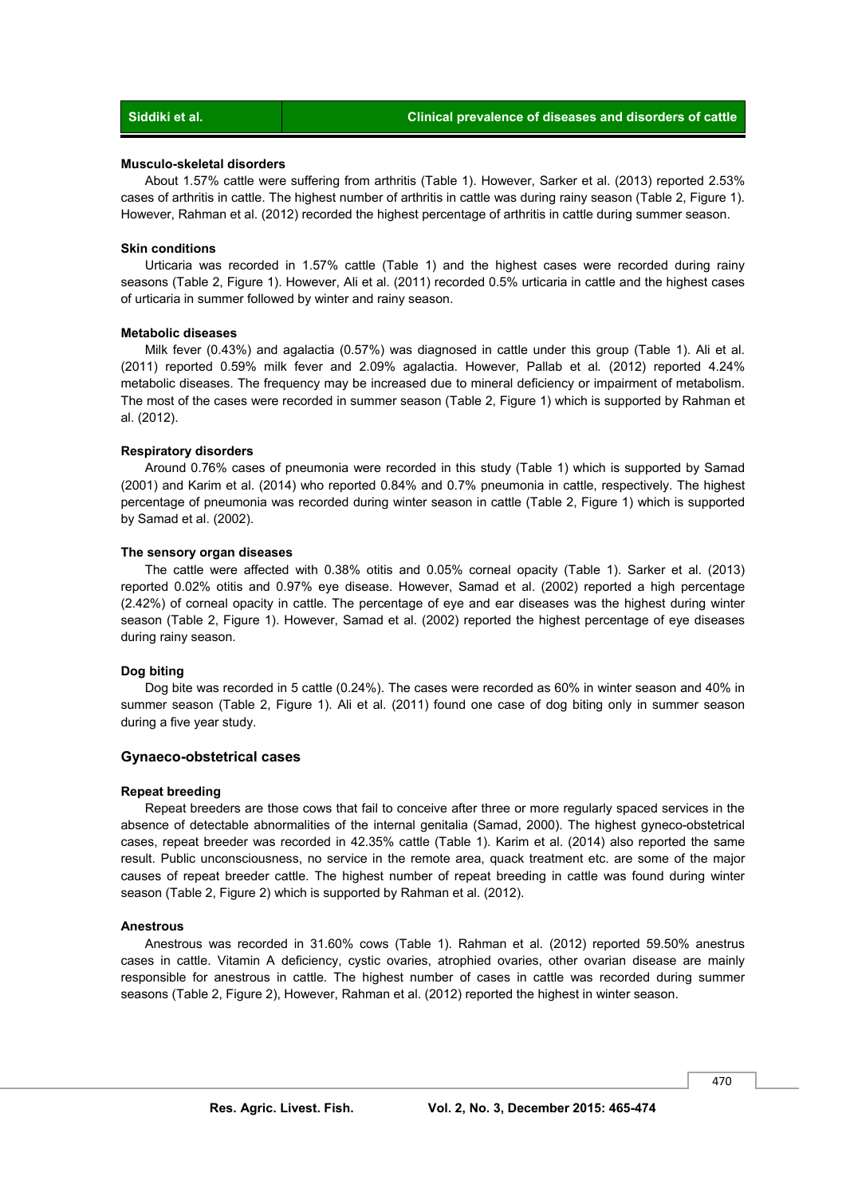#### Musculo-skeletal disorders

About 1.57% cattle were suffering from arthritis (Table 1). However, Sarker et al. (2013) reported 2.53% cases of arthritis in cattle. The highest number of arthritis in cattle was during rainy season (Table 2, Figure 1). However, Rahman et al. (2012) recorded the highest percentage of arthritis in cattle during summer season.

#### Skin conditions

Urticaria was recorded in 1.57% cattle (Table 1) and the highest cases were recorded during rainy seasons (Table 2, Figure 1). However, Ali et al. (2011) recorded 0.5% urticaria in cattle and the highest cases of urticaria in summer followed by winter and rainy season.

#### Metabolic diseases

Milk fever (0.43%) and agalactia (0.57%) was diagnosed in cattle under this group (Table 1). Ali et al. (2011) reported 0.59% milk fever and 2.09% agalactia. However, Pallab et al*.* (2012) reported 4.24% metabolic diseases. The frequency may be increased due to mineral deficiency or impairment of metabolism. The most of the cases were recorded in summer season (Table 2, Figure 1) which is supported by Rahman et al. (2012).

#### Respiratory disorders

Around 0.76% cases of pneumonia were recorded in this study (Table 1) which is supported by Samad (2001) and Karim et al. (2014) who reported 0.84% and 0.7% pneumonia in cattle, respectively. The highest percentage of pneumonia was recorded during winter season in cattle (Table 2, Figure 1) which is supported by Samad et al. (2002).

#### The sensory organ diseases

The cattle were affected with 0.38% otitis and 0.05% corneal opacity (Table 1). Sarker et al. (2013) reported 0.02% otitis and 0.97% eye disease. However, Samad et al. (2002) reported a high percentage (2.42%) of corneal opacity in cattle. The percentage of eye and ear diseases was the highest during winter season (Table 2, Figure 1). However, Samad et al. (2002) reported the highest percentage of eye diseases during rainy season.

#### Dog biting

Dog bite was recorded in 5 cattle (0.24%). The cases were recorded as 60% in winter season and 40% in summer season (Table 2, Figure 1). Ali et al. (2011) found one case of dog biting only in summer season during a five year study.

### Gynaeco-obstetrical cases

#### Repeat breeding

Repeat breeders are those cows that fail to conceive after three or more regularly spaced services in the absence of detectable abnormalities of the internal genitalia (Samad, 2000). The highest gyneco-obstetrical cases, repeat breeder was recorded in 42.35% cattle (Table 1). Karim et al. (2014) also reported the same result. Public unconsciousness, no service in the remote area, quack treatment etc. are some of the major causes of repeat breeder cattle. The highest number of repeat breeding in cattle was found during winter season (Table 2, Figure 2) which is supported by Rahman et al. (2012).

#### Anestrous

Anestrous was recorded in 31.60% cows (Table 1). Rahman et al. (2012) reported 59.50% anestrus cases in cattle. Vitamin A deficiency, cystic ovaries, atrophied ovaries, other ovarian disease are mainly responsible for anestrous in cattle. The highest number of cases in cattle was recorded during summer seasons (Table 2, Figure 2), However, Rahman et al. (2012) reported the highest in winter season.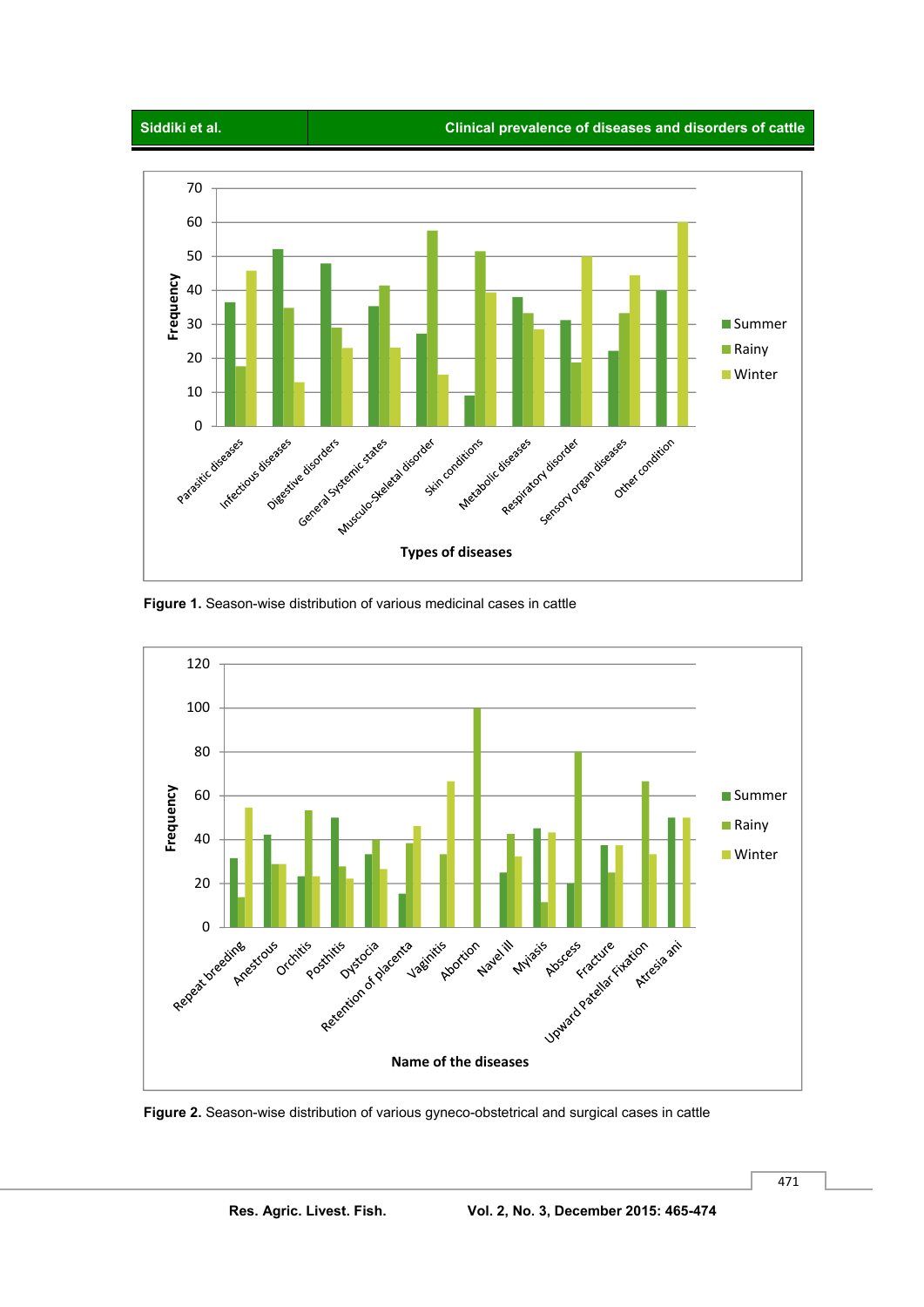Figure 1. Season-wise distribution of various medicinal cases in cattle

Figure 2. Season-wise distribution of various gyneco-obstetrical and surgical cases in cattle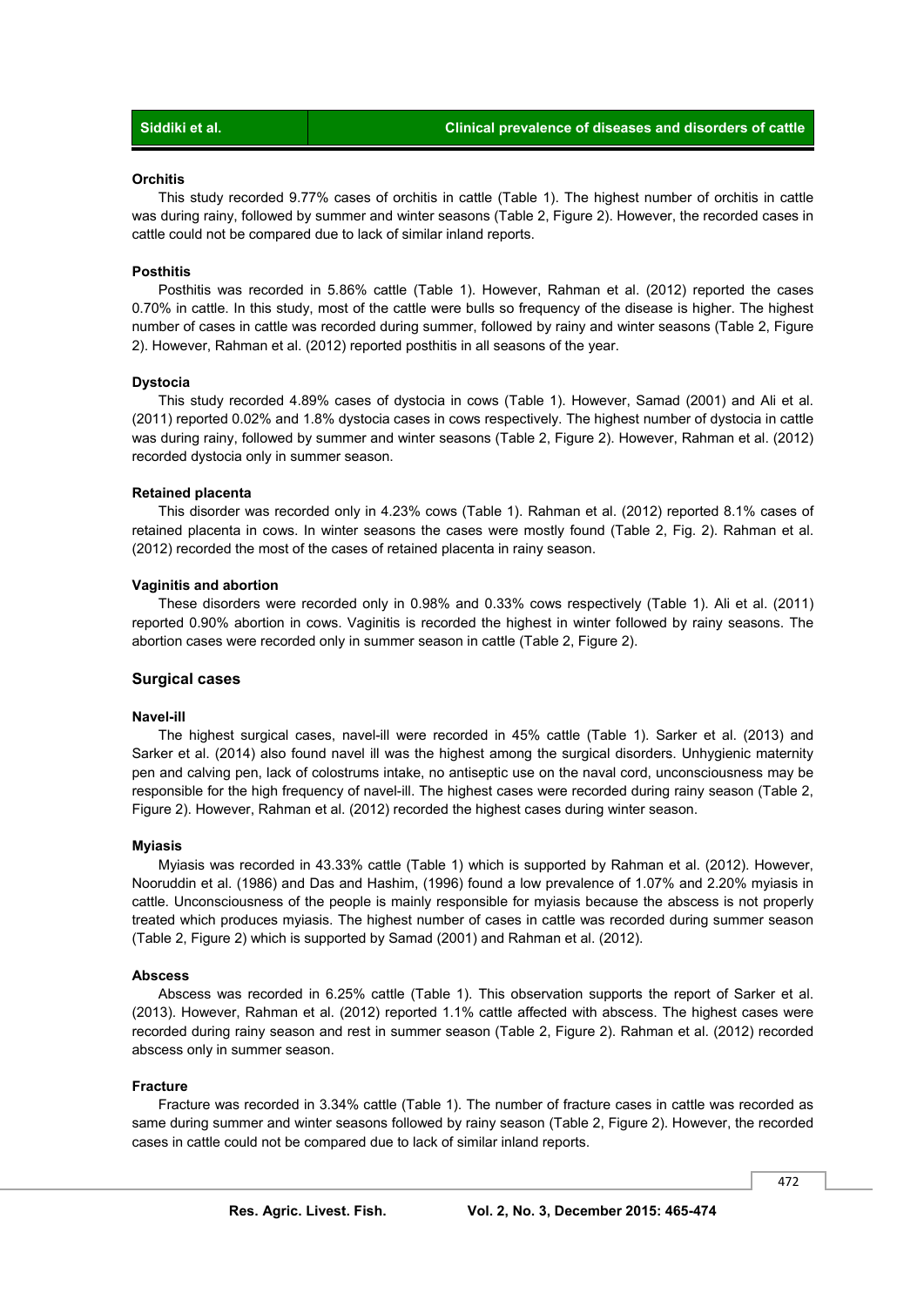#### Orchitis

This study recorded 9.77% cases of orchitis in cattle (Table 1). The highest number of orchitis in cattle was during rainy, followed by summer and winter seasons (Table 2, Figure 2). However, the recorded cases in cattle could not be compared due to lack of similar inland reports.

#### Posthitis

Posthitis was recorded in 5.86% cattle (Table 1). However, Rahman et al. (2012) reported the cases 0.70% in cattle. In this study, most of the cattle were bulls so frequency of the disease is higher. The highest number of cases in cattle was recorded during summer, followed by rainy and winter seasons (Table 2, Figure 2). However, Rahman et al. (2012) reported posthitis in all seasons of the year.

#### Dystocia

This study recorded 4.89% cases of dystocia in cows (Table 1). However, Samad (2001) and Ali et al. (2011) reported 0.02% and 1.8% dystocia cases in cows respectively. The highest number of dystocia in cattle was during rainy, followed by summer and winter seasons (Table 2, Figure 2). However, Rahman et al. (2012) recorded dystocia only in summer season.

#### Retained placenta

This disorder was recorded only in 4.23% cows (Table 1). Rahman et al. (2012) reported 8.1% cases of retained placenta in cows. In winter seasons the cases were mostly found (Table 2, Fig. 2). Rahman et al. (2012) recorded the most of the cases of retained placenta in rainy season.

#### Vaginitis and abortion

These disorders were recorded only in 0.98% and 0.33% cows respectively (Table 1). Ali et al. (2011) reported 0.90% abortion in cows. Vaginitis is recorded the highest in winter followed by rainy seasons. The abortion cases were recorded only in summer season in cattle (Table 2, Figure 2).

### Surgical cases

#### Navel-ill

The highest surgical cases, navel-ill were recorded in 45% cattle (Table 1). Sarker et al. (2013) and Sarker et al. (2014) also found navel ill was the highest among the surgical disorders. Unhygienic maternity pen and calving pen, lack of colostrums intake, no antiseptic use on the naval cord, unconsciousness may be responsible for the high frequency of navel-ill. The highest cases were recorded during rainy season (Table 2, Figure 2). However, Rahman et al. (2012) recorded the highest cases during winter season.

#### Myiasis

Myiasis was recorded in 43.33% cattle (Table 1) which is supported by Rahman et al. (2012). However, Nooruddin et al. (1986) and Das and Hashim, (1996) found a low prevalence of 1.07% and 2.20% myiasis in cattle. Unconsciousness of the people is mainly responsible for myiasis because the abscess is not properly treated which produces myiasis. The highest number of cases in cattle was recorded during summer season (Table 2, Figure 2) which is supported by Samad (2001) and Rahman et al. (2012).

#### Abscess

Abscess was recorded in 6.25% cattle (Table 1). This observation supports the report of Sarker et al. (2013). However, Rahman et al. (2012) reported 1.1% cattle affected with abscess. The highest cases were recorded during rainy season and rest in summer season (Table 2, Figure 2). Rahman et al. (2012) recorded abscess only in summer season.

#### Fracture

Fracture was recorded in 3.34% cattle (Table 1). The number of fracture cases in cattle was recorded as same during summer and winter seasons followed by rainy season (Table 2, Figure 2). However, the recorded cases in cattle could not be compared due to lack of similar inland reports.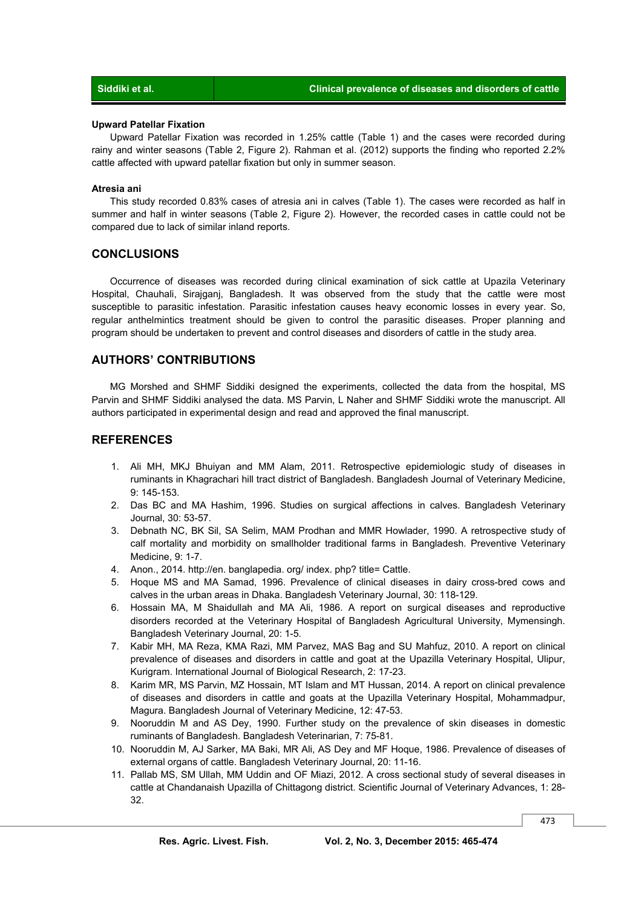### Upward Patellar Fixation

Upward Patellar Fixation was recorded in 1.25% cattle (Table 1) and the cases were recorded during rainy and winter seasons (Table 2, Figure 2). Rahman et al. (2012) supports the finding who reported 2.2% cattle affected with upward patellar fixation but only in summer season.

### Atresia ani

This study recorded 0.83% cases of atresia ani in calves (Table 1). The cases were recorded as half in summer and half in winter seasons (Table 2, Figure 2). However, the recorded cases in cattle could not be compared due to lack of similar inland reports.

## CONCLUSIONS

Occurrence of diseases was recorded during clinical examination of sick cattle at Upazila Veterinary Hospital, Chauhali, Sirajganj, Bangladesh. It was observed from the study that the cattle were most susceptible to parasitic infestation. Parasitic infestation causes heavy economic losses in every year. So, regular anthelmintics treatment should be given to control the parasitic diseases. Proper planning and program should be undertaken to prevent and control diseases and disorders of cattle in the study area.

## AUTHORS' CONTRIBUTIONS

MG Morshed and SHMF Siddiki designed the experiments, collected the data from the hospital, MS Parvin and SHMF Siddiki analysed the data. MS Parvin, L Naher and SHMF Siddiki wrote the manuscript. All authors participated in experimental design and read and approved the final manuscript.

## REFERENCES

1. Ali MH, MKJ Bhuiyan and MM Alam, 2011. Retrospective epidemiologic study of diseases in ruminants in Khagrachari hill tract district of Bangladesh. Bangladesh Journal of Veterinary Medicine, 9: 145-153.
2. Das BC and MA Hashim, 1996. Studies on surgical affections in calves. Bangladesh Veterinary Journal, 30: 53-57.
3. Debnath NC, BK Sil, SA Selim, MAM Prodhan and MMR Howlader, 1990. A retrospective study of calf mortality and morbidity on smallholder traditional farms in Bangladesh. Preventive Veterinary Medicine, 9: 1-7.
4. Anon., 2014. http://en. banglapedia. org/ index. php? title= Cattle.
5. Hoque MS and MA Samad, 1996. Prevalence of clinical diseases in dairy cross-bred cows and calves in the urban areas in Dhaka. Bangladesh Veterinary Journal, 30: 118-129.
6. Hossain MA, M Shaidullah and MA Ali, 1986. A report on surgical diseases and reproductive disorders recorded at the Veterinary Hospital of Bangladesh Agricultural University, Mymensingh. Bangladesh Veterinary Journal, 20: 1-5.
7. Kabir MH, MA Reza, KMA Razi, MM Parvez, MAS Bag and SU Mahfuz, 2010. A report on clinical prevalence of diseases and disorders in cattle and goat at the Upazilla Veterinary Hospital, Ulipur, Kurigram. International Journal of Biological Research, 2: 17-23.
8. Karim MR, MS Parvin, MZ Hossain, MT Islam and MT Hussan, 2014. A report on clinical prevalence of diseases and disorders in cattle and goats at the Upazilla Veterinary Hospital, Mohammadpur, Magura. Bangladesh Journal of Veterinary Medicine, 12: 47-53.
9. Nooruddin M and AS Dey, 1990. Further study on the prevalence of skin diseases in domestic ruminants of Bangladesh. Bangladesh Veterinarian, 7: 75-81.
10. Nooruddin M, AJ Sarker, MA Baki, MR Ali, AS Dey and MF Hoque, 1986. Prevalence of diseases of external organs of cattle. Bangladesh Veterinary Journal, 20: 11-16.
11. Pallab MS, SM Ullah, MM Uddin and OF Miazi, 2012. A cross sectional study of several diseases in cattle at Chandanaish Upazilla of Chittagong district. Scientific Journal of Veterinary Advances, 1: 28-32.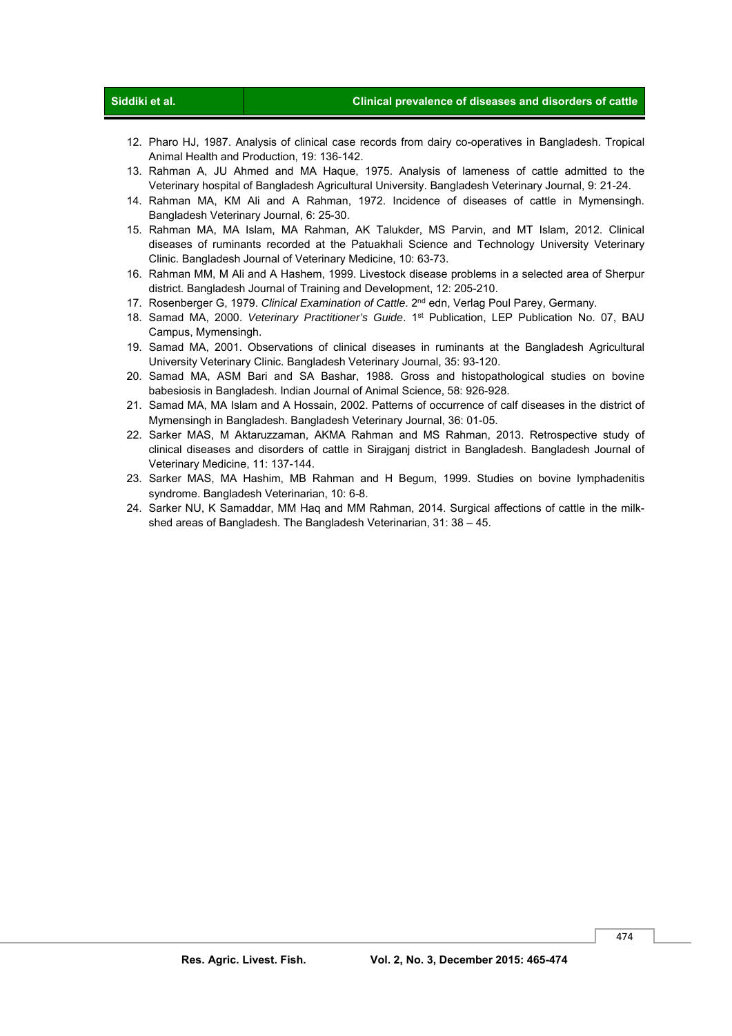12. Pharo HJ, 1987. Analysis of clinical case records from dairy co-operatives in Bangladesh. Tropical Animal Health and Production, 19: 136-142.
13. Rahman A, JU Ahmed and MA Haque, 1975. Analysis of lameness of cattle admitted to the Veterinary hospital of Bangladesh Agricultural University. Bangladesh Veterinary Journal, 9: 21-24.
14. Rahman MA, KM Ali and A Rahman, 1972. Incidence of diseases of cattle in Mymensingh. Bangladesh Veterinary Journal, 6: 25-30.
15. Rahman MA, MA Islam, MA Rahman, AK Talukder, MS Parvin, and MT Islam, 2012. Clinical diseases of ruminants recorded at the Patuakhali Science and Technology University Veterinary Clinic. Bangladesh Journal of Veterinary Medicine, 10: 63-73.
16. Rahman MM, M Ali and A Hashem, 1999. Livestock disease problems in a selected area of Sherpur district. Bangladesh Journal of Training and Development, 12: 205-210.
17. Rosenberger G, 1979. *Clinical Examination of Cattle*. 2nd edn, Verlag Poul Parey, Germany.
18. Samad MA, 2000. *Veterinary Practitioner's Guide*. 1st Publication, LEP Publication No. 07, BAU Campus, Mymensingh.
19. Samad MA, 2001. Observations of clinical diseases in ruminants at the Bangladesh Agricultural University Veterinary Clinic. Bangladesh Veterinary Journal, 35: 93-120.
20. Samad MA, ASM Bari and SA Bashar, 1988. Gross and histopathological studies on bovine babesiosis in Bangladesh. Indian Journal of Animal Science, 58: 926-928.
21. Samad MA, MA Islam and A Hossain, 2002. Patterns of occurrence of calf diseases in the district of Mymensingh in Bangladesh. Bangladesh Veterinary Journal, 36: 01-05.
22. Sarker MAS, M Aktaruzzaman, AKMA Rahman and MS Rahman, 2013. Retrospective study of clinical diseases and disorders of cattle in Sirajganj district in Bangladesh. Bangladesh Journal of Veterinary Medicine, 11: 137-144.
23. Sarker MAS, MA Hashim, MB Rahman and H Begum, 1999. Studies on bovine lymphadenitis syndrome. Bangladesh Veterinarian, 10: 6-8.
24. Sarker NU, K Samaddar, MM Haq and MM Rahman, 2014. Surgical affections of cattle in the milk-shed areas of Bangladesh. The Bangladesh Veterinarian, 31: 38 – 45.